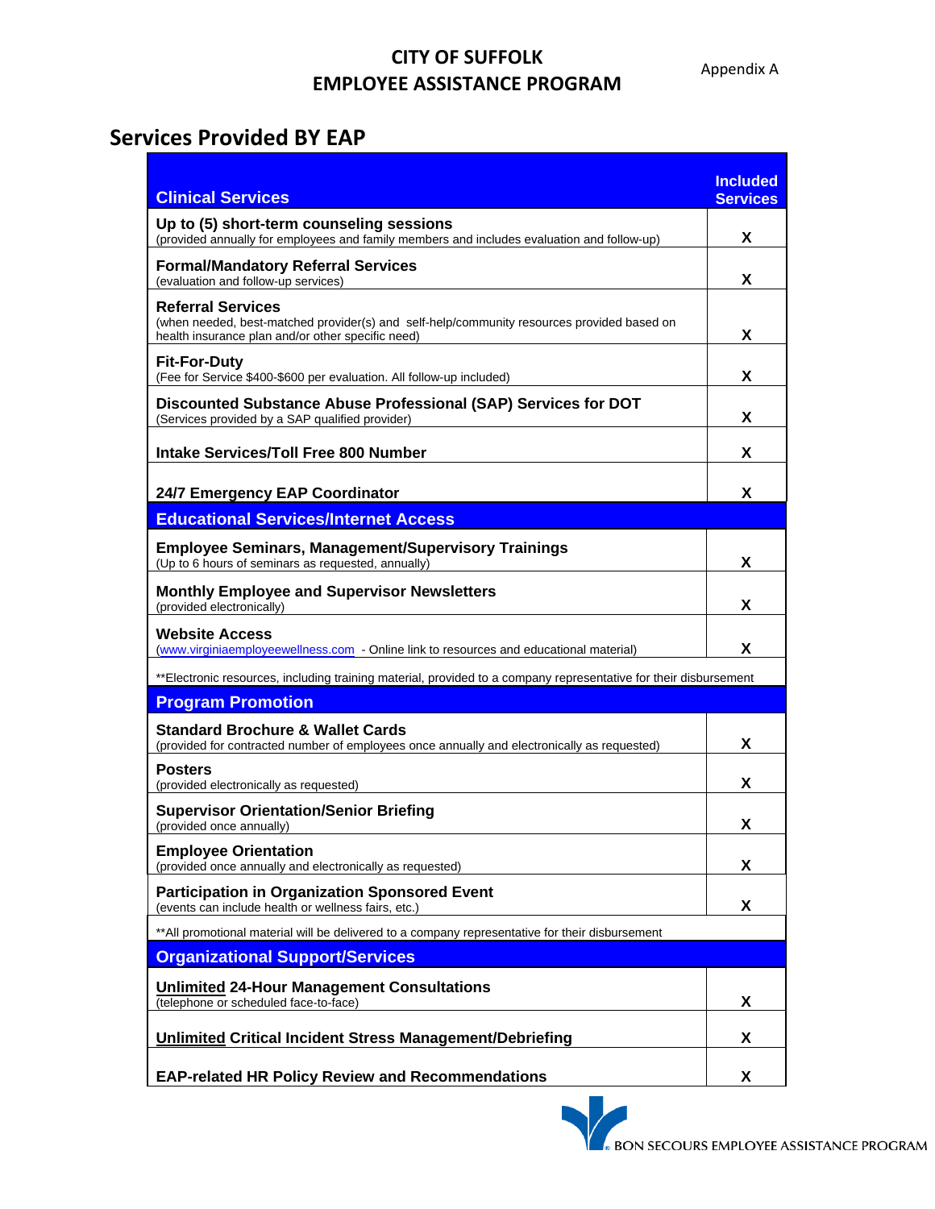# CITY OF SUFFOLK
# EMPLOYEE ASSISTANCE PROGRAM

Appendix A

## Services Provided BY EAP

| Clinical Services | Included Services |
|---|---|
| **Up to (5) short-term counseling sessions**<br>(provided annually for employees and family members and includes evaluation and follow-up) | X |
| **Formal/Mandatory Referral Services**<br>(evaluation and follow-up services) | X |
| **Referral Services**<br>(when needed, best-matched provider(s) and self-help/community resources provided based on health insurance plan and/or other specific need) | X |
| **Fit-For-Duty**<br>(Fee for Service $400-$600 per evaluation. All follow-up included) | X |
| **Discounted Substance Abuse Professional (SAP) Services for DOT**<br>(Services provided by a SAP qualified provider) | X |
| **Intake Services/Toll Free 800 Number** | X |
| **24/7 Emergency EAP Coordinator** | X |
| **Educational Services/Internet Access** | |
| **Employee Seminars, Management/Supervisory Trainings**<br>(Up to 6 hours of seminars as requested, annually) | X |
| **Monthly Employee and Supervisor Newsletters**<br>(provided electronically) | X |
| **Website Access**<br>(www.virginiaemployeewellness.com - Online link to resources and educational material) | X |
| **Electronic resources, including training material, provided to a company representative for their disbursement | |
| **Program Promotion** | |
| **Standard Brochure & Wallet Cards**<br>(provided for contracted number of employees once annually and electronically as requested) | X |
| **Posters**<br>(provided electronically as requested) | X |
| **Supervisor Orientation/Senior Briefing**<br>(provided once annually) | X |
| **Employee Orientation**<br>(provided once annually and electronically as requested) | X |
| **Participation in Organization Sponsored Event**<br>(events can include health or wellness fairs, etc.) | X |
| **All promotional material will be delivered to a company representative for their disbursement | |
| **Organizational Support/Services** | |
| **<u>Unlimited</u> 24-Hour Management Consultations**<br>(telephone or scheduled face-to-face) | X |
| **<u>Unlimited</u> Critical Incident Stress Management/Debriefing** | X |
| **EAP-related HR Policy Review and Recommendations** | X |

BON SECOURS EMPLOYEE ASSISTANCE PROGRAM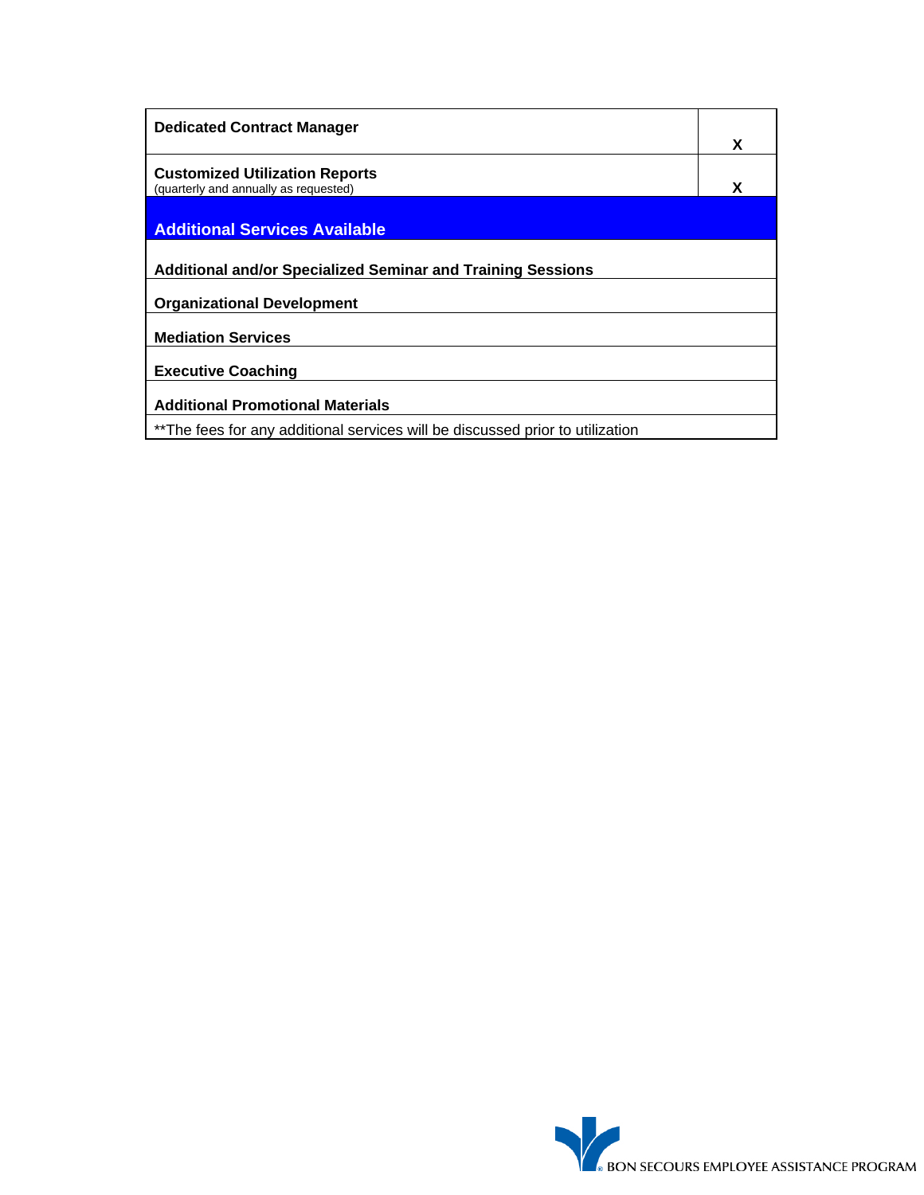| | |
|---|---|
| **Dedicated Contract Manager** | X |
| **Customized Utilization Reports** (quarterly and annually as requested) | X |
| **Additional Services Available** | |
| **Additional and/or Specialized Seminar and Training Sessions** | |
| **Organizational Development** | |
| **Mediation Services** | |
| **Executive Coaching** | |
| **Additional Promotional Materials** | |
| **The fees for any additional services will be discussed prior to utilization | |

BON SECOURS EMPLOYEE ASSISTANCE PROGRAM